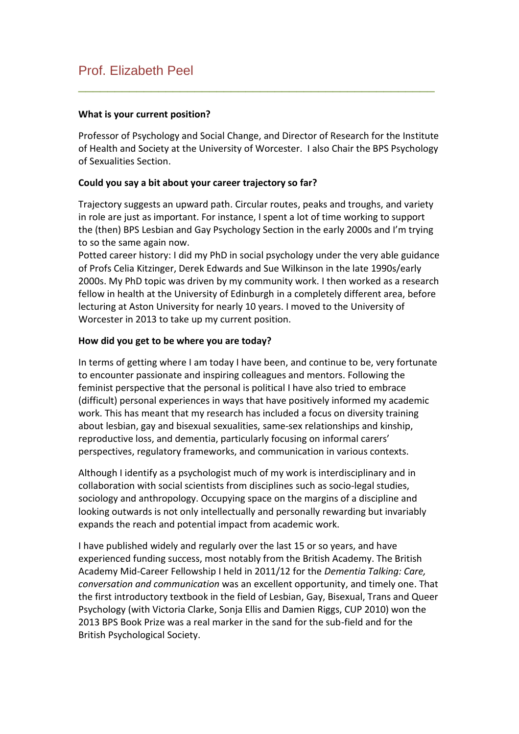# Prof. Elizabeth Peel

**What is your current position?**

Professor of Psychology and Social Change, and Director of Research for the Institute of Health and Society at the University of Worcester. I also Chair the BPS Psychology of Sexualities Section.

**Could you say a bit about your career trajectory so far?**

Trajectory suggests an upward path. Circular routes, peaks and troughs, and variety in role are just as important. For instance, I spent a lot of time working to support the (then) BPS Lesbian and Gay Psychology Section in the early 2000s and I'm trying to so the same again now.

Potted career history: I did my PhD in social psychology under the very able guidance of Profs Celia Kitzinger, Derek Edwards and Sue Wilkinson in the late 1990s/early 2000s. My PhD topic was driven by my community work. I then worked as a research fellow in health at the University of Edinburgh in a completely different area, before lecturing at Aston University for nearly 10 years. I moved to the University of Worcester in 2013 to take up my current position.

**How did you get to be where you are today?**

In terms of getting where I am today I have been, and continue to be, very fortunate to encounter passionate and inspiring colleagues and mentors. Following the feminist perspective that the personal is political I have also tried to embrace (difficult) personal experiences in ways that have positively informed my academic work. This has meant that my research has included a focus on diversity training about lesbian, gay and bisexual sexualities, same-sex relationships and kinship, reproductive loss, and dementia, particularly focusing on informal carers' perspectives, regulatory frameworks, and communication in various contexts.

Although I identify as a psychologist much of my work is interdisciplinary and in collaboration with social scientists from disciplines such as socio-legal studies, sociology and anthropology. Occupying space on the margins of a discipline and looking outwards is not only intellectually and personally rewarding but invariably expands the reach and potential impact from academic work.

I have published widely and regularly over the last 15 or so years, and have experienced funding success, most notably from the British Academy. The British Academy Mid-Career Fellowship I held in 2011/12 for the *Dementia Talking: Care, conversation and communication* was an excellent opportunity, and timely one. That the first introductory textbook in the field of Lesbian, Gay, Bisexual, Trans and Queer Psychology (with Victoria Clarke, Sonja Ellis and Damien Riggs, CUP 2010) won the 2013 BPS Book Prize was a real marker in the sand for the sub-field and for the British Psychological Society.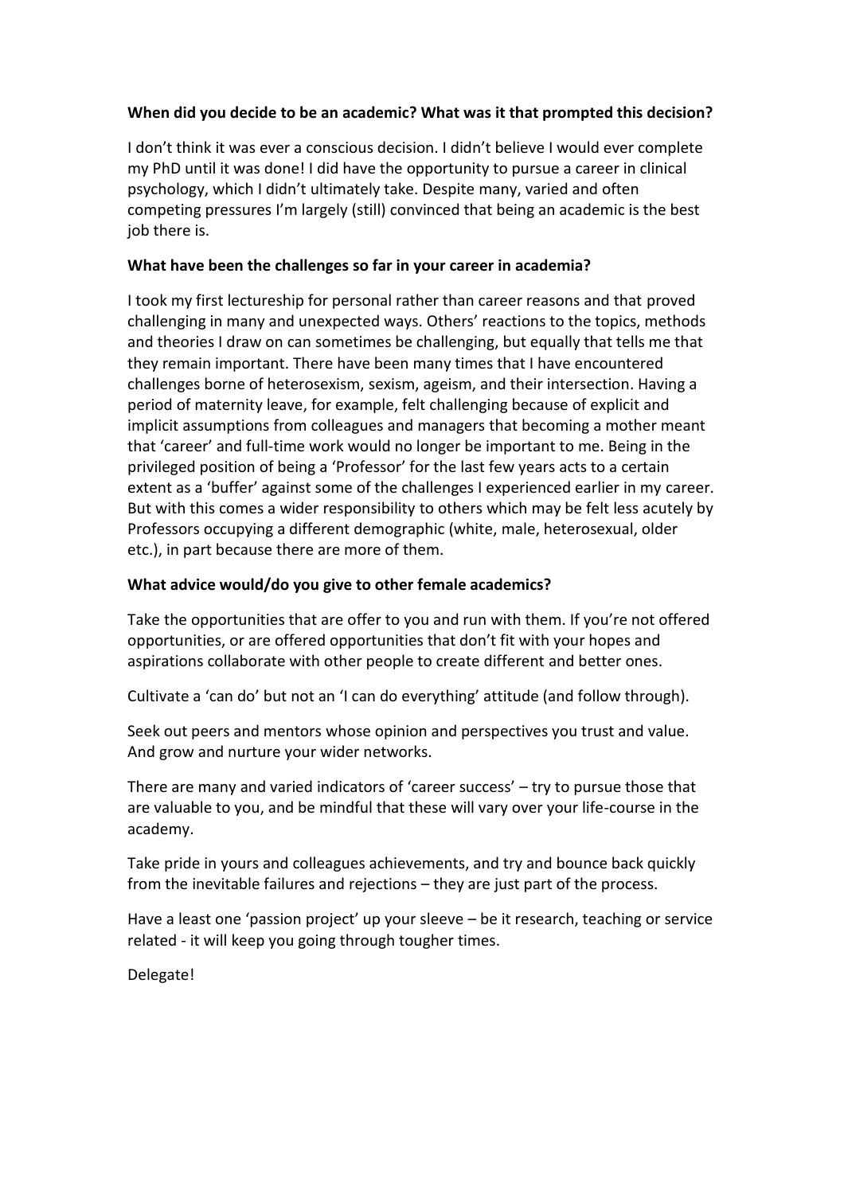**When did you decide to be an academic? What was it that prompted this decision?**

I don't think it was ever a conscious decision. I didn't believe I would ever complete my PhD until it was done! I did have the opportunity to pursue a career in clinical psychology, which I didn't ultimately take. Despite many, varied and often competing pressures I'm largely (still) convinced that being an academic is the best job there is.

**What have been the challenges so far in your career in academia?**

I took my first lectureship for personal rather than career reasons and that proved challenging in many and unexpected ways. Others' reactions to the topics, methods and theories I draw on can sometimes be challenging, but equally that tells me that they remain important. There have been many times that I have encountered challenges borne of heterosexism, sexism, ageism, and their intersection. Having a period of maternity leave, for example, felt challenging because of explicit and implicit assumptions from colleagues and managers that becoming a mother meant that 'career' and full-time work would no longer be important to me. Being in the privileged position of being a 'Professor' for the last few years acts to a certain extent as a 'buffer' against some of the challenges I experienced earlier in my career. But with this comes a wider responsibility to others which may be felt less acutely by Professors occupying a different demographic (white, male, heterosexual, older etc.), in part because there are more of them.

**What advice would/do you give to other female academics?**

Take the opportunities that are offer to you and run with them. If you're not offered opportunities, or are offered opportunities that don't fit with your hopes and aspirations collaborate with other people to create different and better ones.

Cultivate a 'can do' but not an 'I can do everything' attitude (and follow through).

Seek out peers and mentors whose opinion and perspectives you trust and value. And grow and nurture your wider networks.

There are many and varied indicators of 'career success' – try to pursue those that are valuable to you, and be mindful that these will vary over your life-course in the academy.

Take pride in yours and colleagues achievements, and try and bounce back quickly from the inevitable failures and rejections – they are just part of the process.

Have a least one 'passion project' up your sleeve – be it research, teaching or service related - it will keep you going through tougher times.

Delegate!